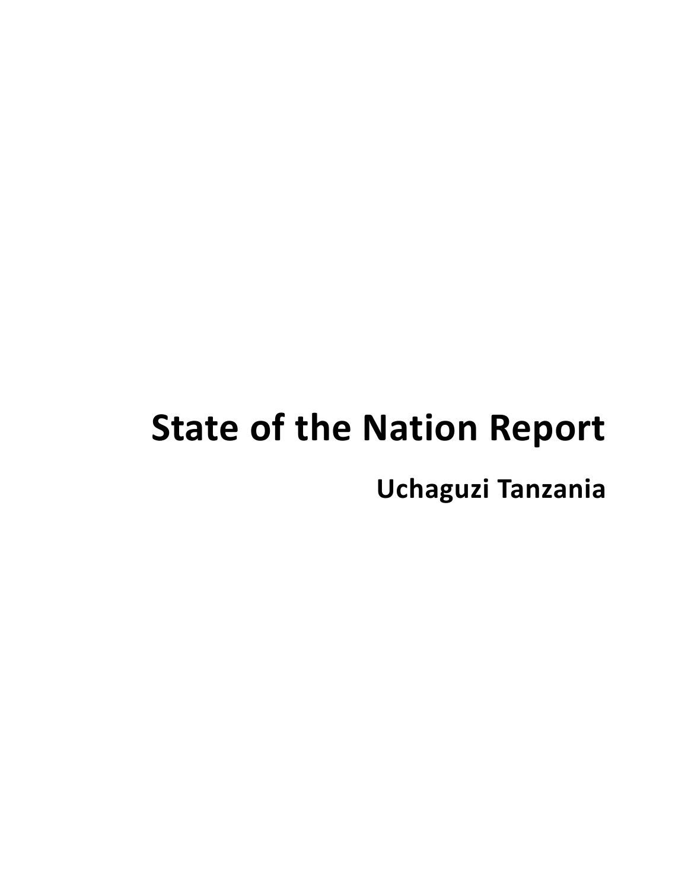# State of the Nation Report

## Uchaguzi Tanzania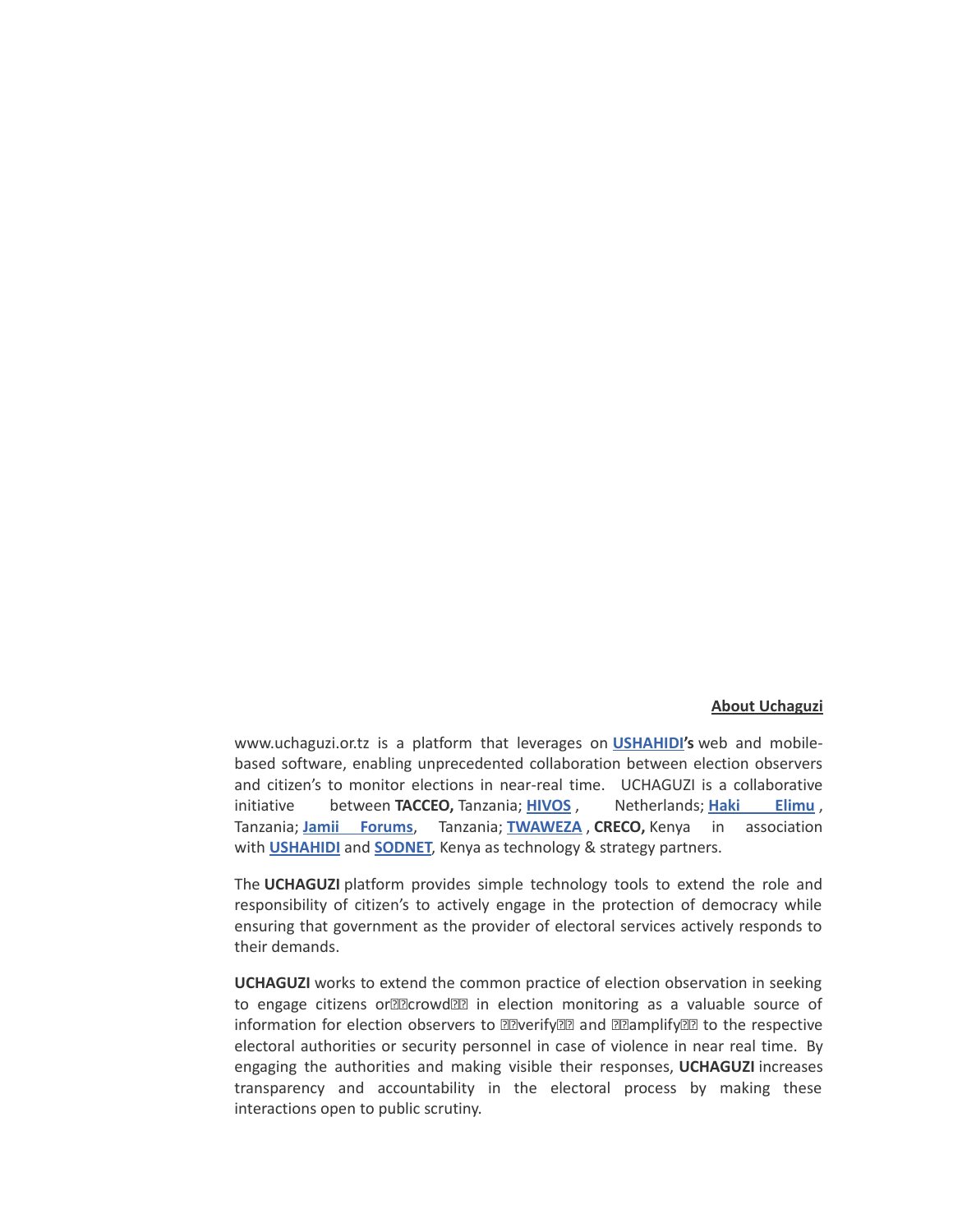## About Uchaguzi

www.uchaguzi.or.tz is a platform that leverages on **USHAHIDI's** web and mobile-based software, enabling unprecedented collaboration between election observers and citizen's to monitor elections in near-real time. UCHAGUZI is a collaborative initiative between **TACCEO,** Tanzania; **HIVOS** , Netherlands; **Haki Elimu** , Tanzania; **Jamii Forums**, Tanzania; **TWAWEZA** , **CRECO,** Kenya in association with **USHAHIDI** and **SODNET**, Kenya as technology & strategy partners.

The **UCHAGUZI** platform provides simple technology tools to extend the role and responsibility of citizen's to actively engage in the protection of democracy while ensuring that government as the provider of electoral services actively responds to their demands.

**UCHAGUZI** works to extend the common practice of election observation in seeking to engage citizens or crowd in election monitoring as a valuable source of information for election observers to verify and amplify to the respective electoral authorities or security personnel in case of violence in near real time. By engaging the authorities and making visible their responses, **UCHAGUZI** increases transparency and accountability in the electoral process by making these interactions open to public scrutiny.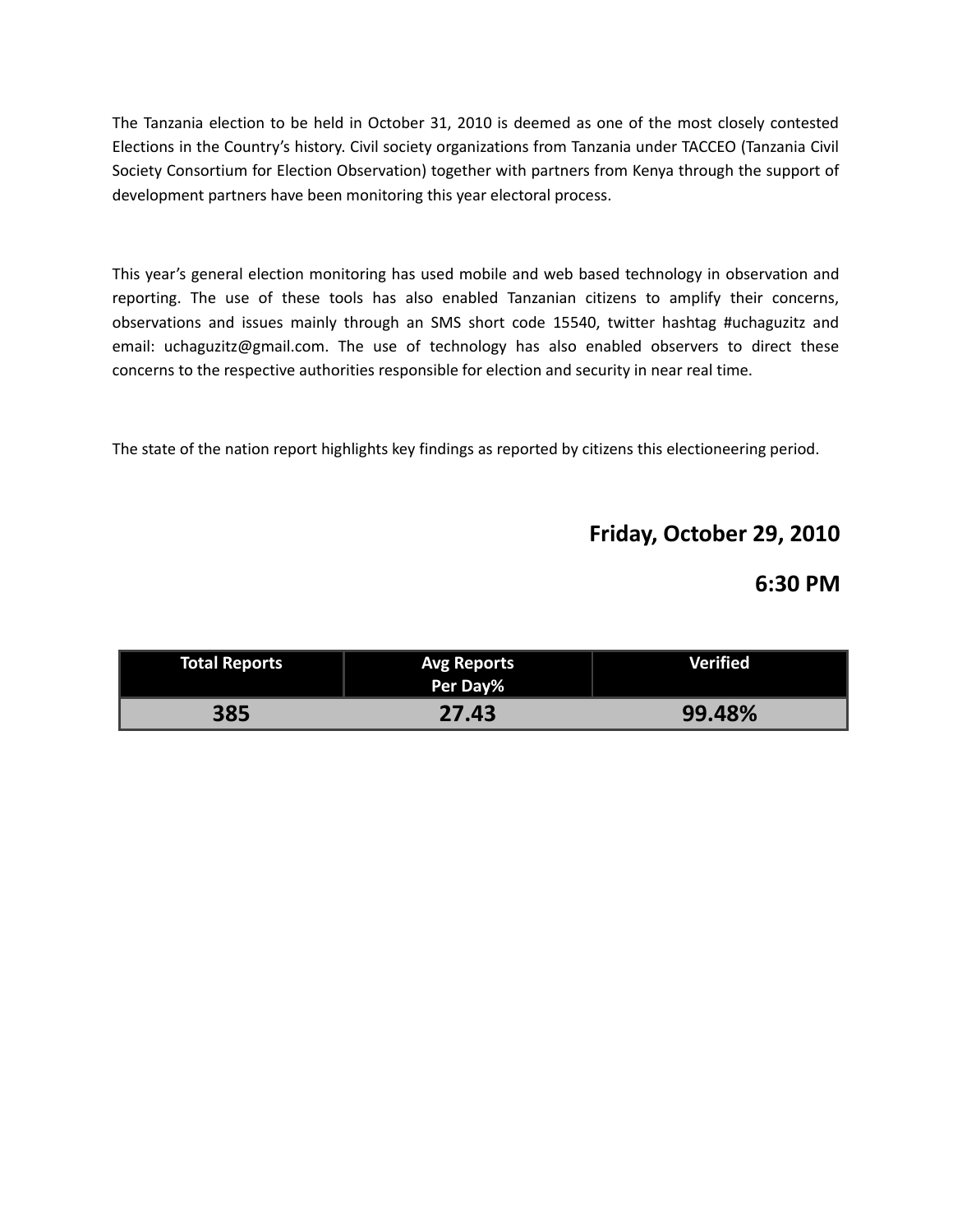The Tanzania election to be held in October 31, 2010 is deemed as one of the most closely contested Elections in the Country's history. Civil society organizations from Tanzania under TACCEO (Tanzania Civil Society Consortium for Election Observation) together with partners from Kenya through the support of development partners have been monitoring this year electoral process.

This year's general election monitoring has used mobile and web based technology in observation and reporting. The use of these tools has also enabled Tanzanian citizens to amplify their concerns, observations and issues mainly through an SMS short code 15540, twitter hashtag #uchaguzitz and email: uchaguzitz@gmail.com. The use of technology has also enabled observers to direct these concerns to the respective authorities responsible for election and security in near real time.

The state of the nation report highlights key findings as reported by citizens this electioneering period.

**Friday, October 29, 2010**

**6:30 PM**

| Total Reports | Avg Reports Per Day% | Verified |
|---|---|---|
| **385** | **27.43** | **99.48%** |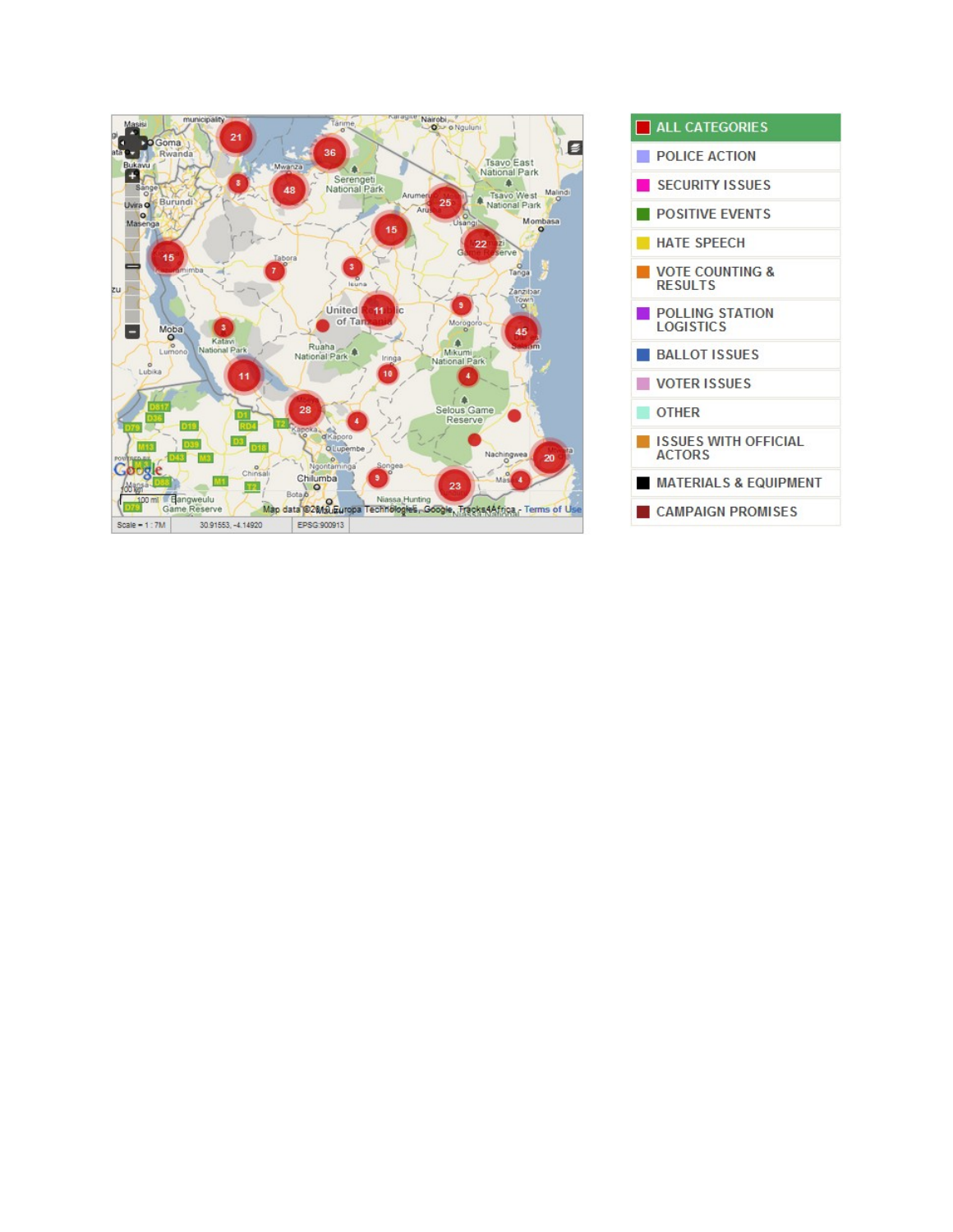- ALL CATEGORIES
- POLICE ACTION
- SECURITY ISSUES
- POSITIVE EVENTS
- HATE SPEECH
- VOTE COUNTING & RESULTS
- POLLING STATION LOGISTICS
- BALLOT ISSUES
- VOTER ISSUES
- OTHER
- ISSUES WITH OFFICIAL ACTORS
- MATERIALS & EQUIPMENT
- CAMPAIGN PROMISES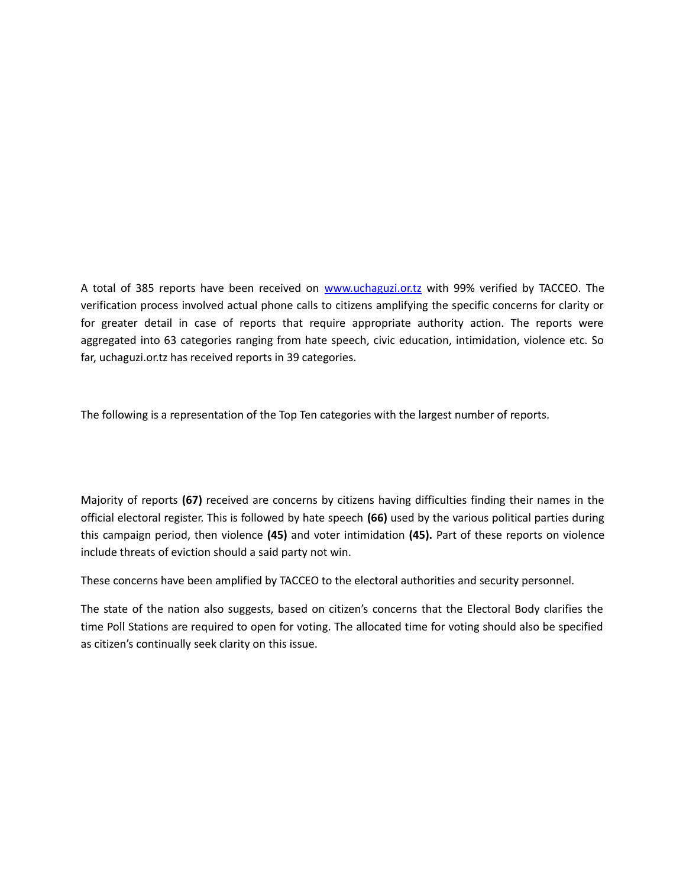A total of 385 reports have been received on [www.uchaguzi.or.tz](http://www.uchaguzi.or.tz) with 99% verified by TACCEO. The verification process involved actual phone calls to citizens amplifying the specific concerns for clarity or for greater detail in case of reports that require appropriate authority action. The reports were aggregated into 63 categories ranging from hate speech, civic education, intimidation, violence etc. So far, uchaguzi.or.tz has received reports in 39 categories.

The following is a representation of the Top Ten categories with the largest number of reports.

Majority of reports **(67)** received are concerns by citizens having difficulties finding their names in the official electoral register. This is followed by hate speech **(66)** used by the various political parties during this campaign period, then violence **(45)** and voter intimidation **(45).** Part of these reports on violence include threats of eviction should a said party not win.

These concerns have been amplified by TACCEO to the electoral authorities and security personnel.

The state of the nation also suggests, based on citizen's concerns that the Electoral Body clarifies the time Poll Stations are required to open for voting. The allocated time for voting should also be specified as citizen's continually seek clarity on this issue.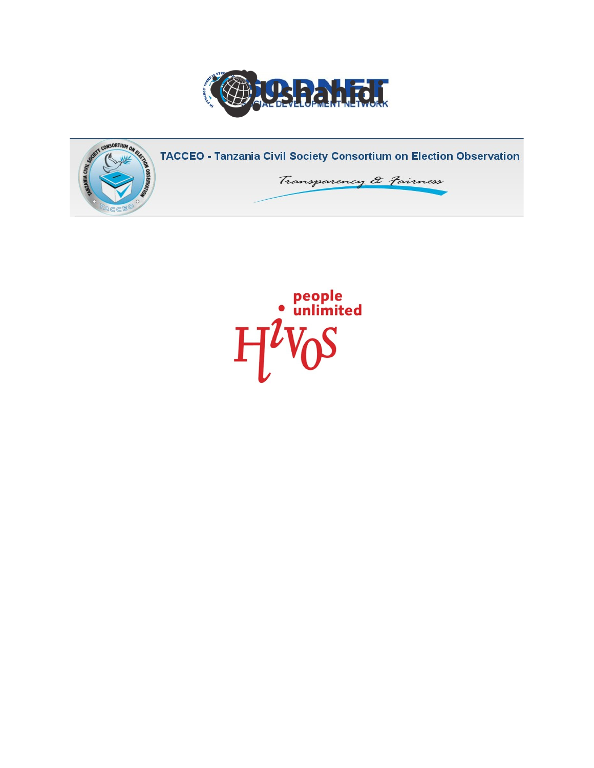Ushahidi

SODNET SOCIAL DEVELOPMENT NETWORK

TACCEO - Tanzania Civil Society Consortium on Election Observation

*Transparency & Fairness*

Hivos people unlimited